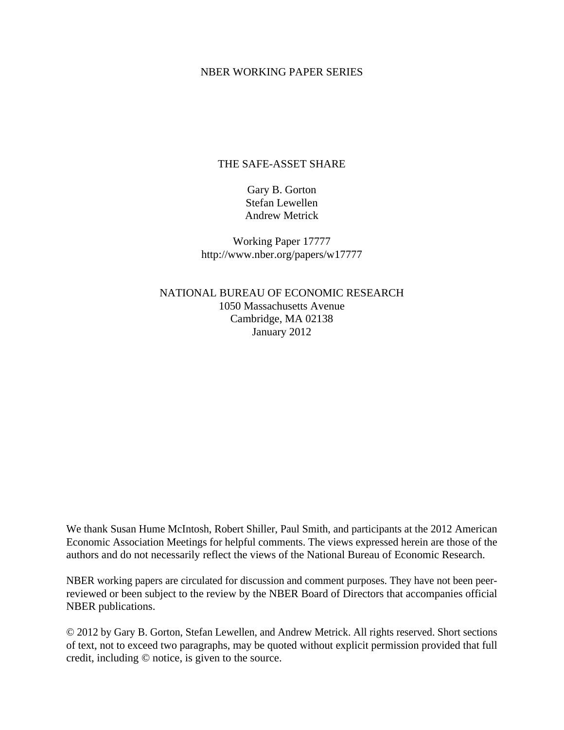NBER WORKING PAPER SERIES

# THE SAFE-ASSET SHARE

Gary B. Gorton
Stefan Lewellen
Andrew Metrick

Working Paper 17777
http://www.nber.org/papers/w17777

NATIONAL BUREAU OF ECONOMIC RESEARCH
1050 Massachusetts Avenue
Cambridge, MA 02138
January 2012

We thank Susan Hume McIntosh, Robert Shiller, Paul Smith, and participants at the 2012 American Economic Association Meetings for helpful comments. The views expressed herein are those of the authors and do not necessarily reflect the views of the National Bureau of Economic Research.

NBER working papers are circulated for discussion and comment purposes. They have not been peer-reviewed or been subject to the review by the NBER Board of Directors that accompanies official NBER publications.

© 2012 by Gary B. Gorton, Stefan Lewellen, and Andrew Metrick. All rights reserved. Short sections of text, not to exceed two paragraphs, may be quoted without explicit permission provided that full credit, including © notice, is given to the source.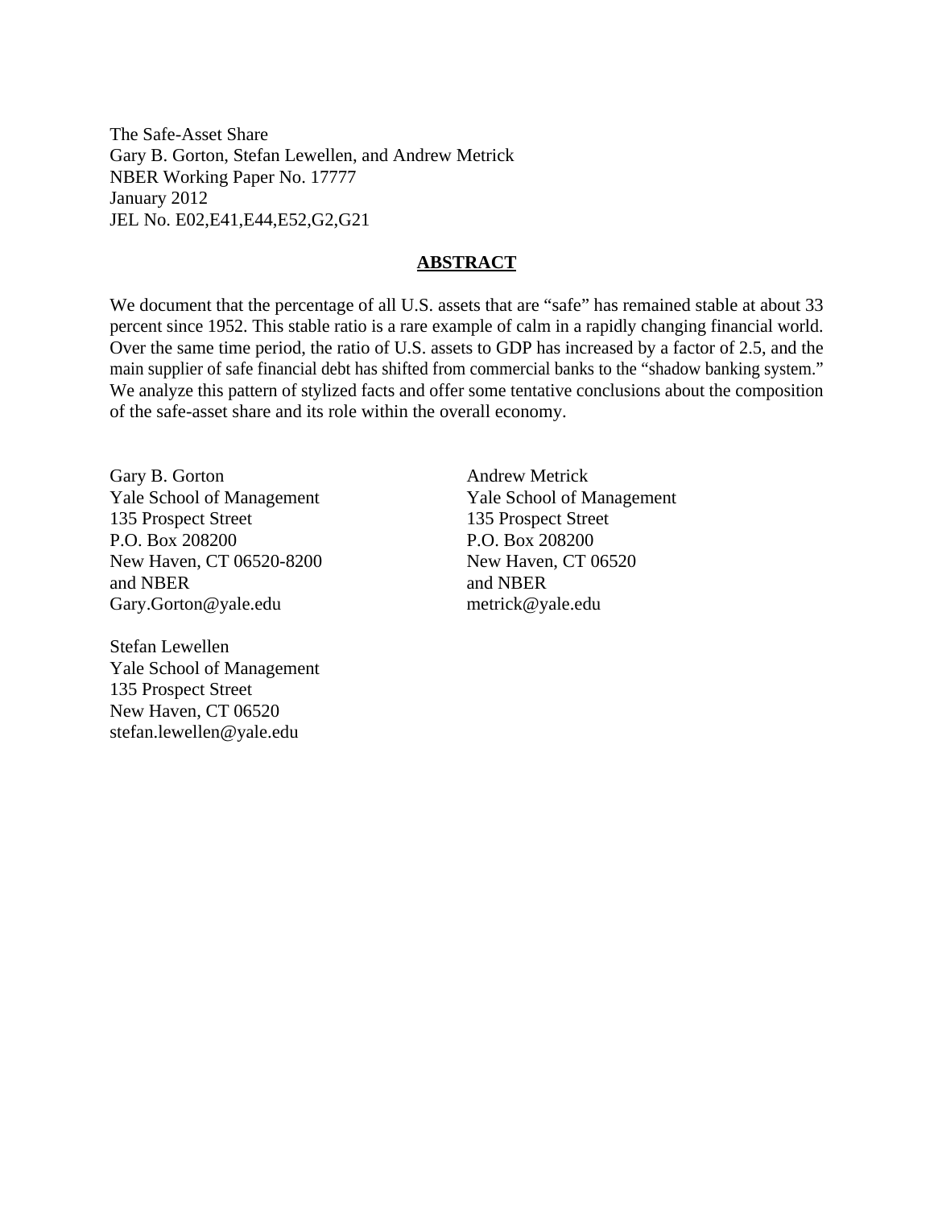The Safe-Asset Share
Gary B. Gorton, Stefan Lewellen, and Andrew Metrick
NBER Working Paper No. 17777
January 2012
JEL No. E02,E41,E44,E52,G2,G21

## ABSTRACT

We document that the percentage of all U.S. assets that are "safe" has remained stable at about 33 percent since 1952. This stable ratio is a rare example of calm in a rapidly changing financial world. Over the same time period, the ratio of U.S. assets to GDP has increased by a factor of 2.5, and the main supplier of safe financial debt has shifted from commercial banks to the "shadow banking system." We analyze this pattern of stylized facts and offer some tentative conclusions about the composition of the safe-asset share and its role within the overall economy.

Gary B. Gorton
Yale School of Management
135 Prospect Street
P.O. Box 208200
New Haven, CT 06520-8200
and NBER
Gary.Gorton@yale.edu

Stefan Lewellen
Yale School of Management
135 Prospect Street
New Haven, CT 06520
stefan.lewellen@yale.edu

Andrew Metrick
Yale School of Management
135 Prospect Street
P.O. Box 208200
New Haven, CT 06520
and NBER
metrick@yale.edu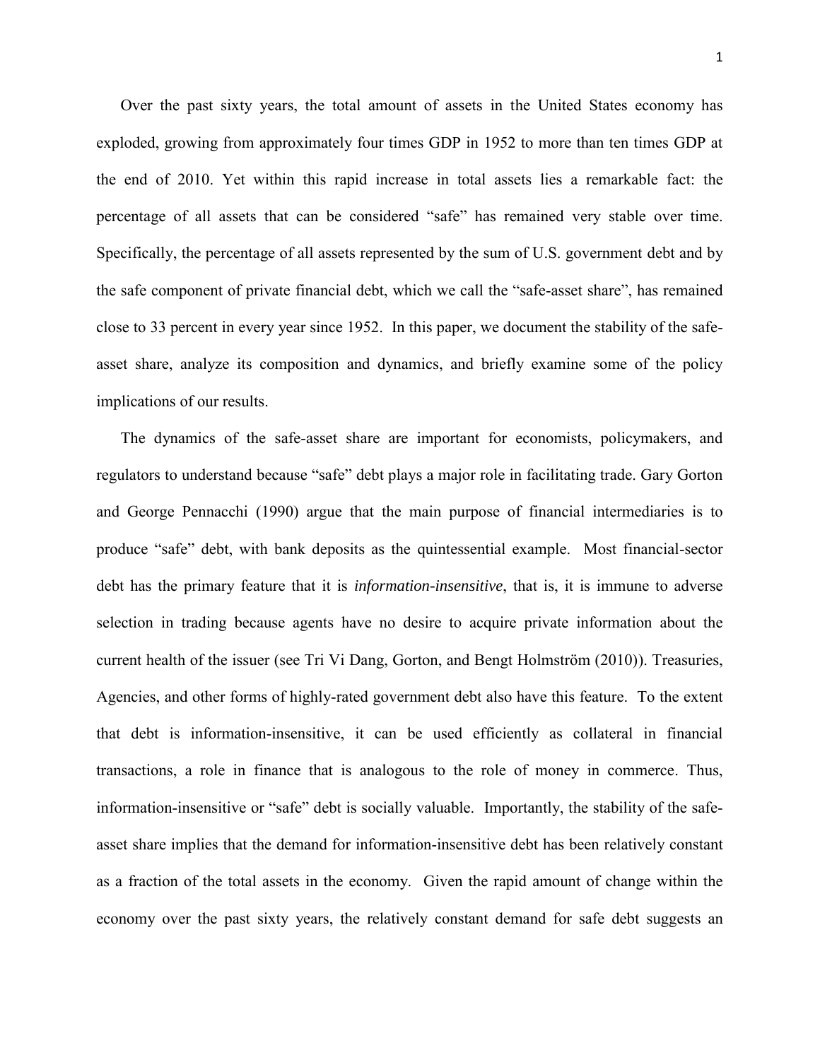Over the past sixty years, the total amount of assets in the United States economy has exploded, growing from approximately four times GDP in 1952 to more than ten times GDP at the end of 2010. Yet within this rapid increase in total assets lies a remarkable fact: the percentage of all assets that can be considered "safe" has remained very stable over time. Specifically, the percentage of all assets represented by the sum of U.S. government debt and by the safe component of private financial debt, which we call the "safe-asset share", has remained close to 33 percent in every year since 1952. In this paper, we document the stability of the safe-asset share, analyze its composition and dynamics, and briefly examine some of the policy implications of our results.

The dynamics of the safe-asset share are important for economists, policymakers, and regulators to understand because "safe" debt plays a major role in facilitating trade. Gary Gorton and George Pennacchi (1990) argue that the main purpose of financial intermediaries is to produce "safe" debt, with bank deposits as the quintessential example. Most financial-sector debt has the primary feature that it is *information-insensitive*, that is, it is immune to adverse selection in trading because agents have no desire to acquire private information about the current health of the issuer (see Tri Vi Dang, Gorton, and Bengt Holmström (2010)). Treasuries, Agencies, and other forms of highly-rated government debt also have this feature. To the extent that debt is information-insensitive, it can be used efficiently as collateral in financial transactions, a role in finance that is analogous to the role of money in commerce. Thus, information-insensitive or "safe" debt is socially valuable. Importantly, the stability of the safe-asset share implies that the demand for information-insensitive debt has been relatively constant as a fraction of the total assets in the economy. Given the rapid amount of change within the economy over the past sixty years, the relatively constant demand for safe debt suggests an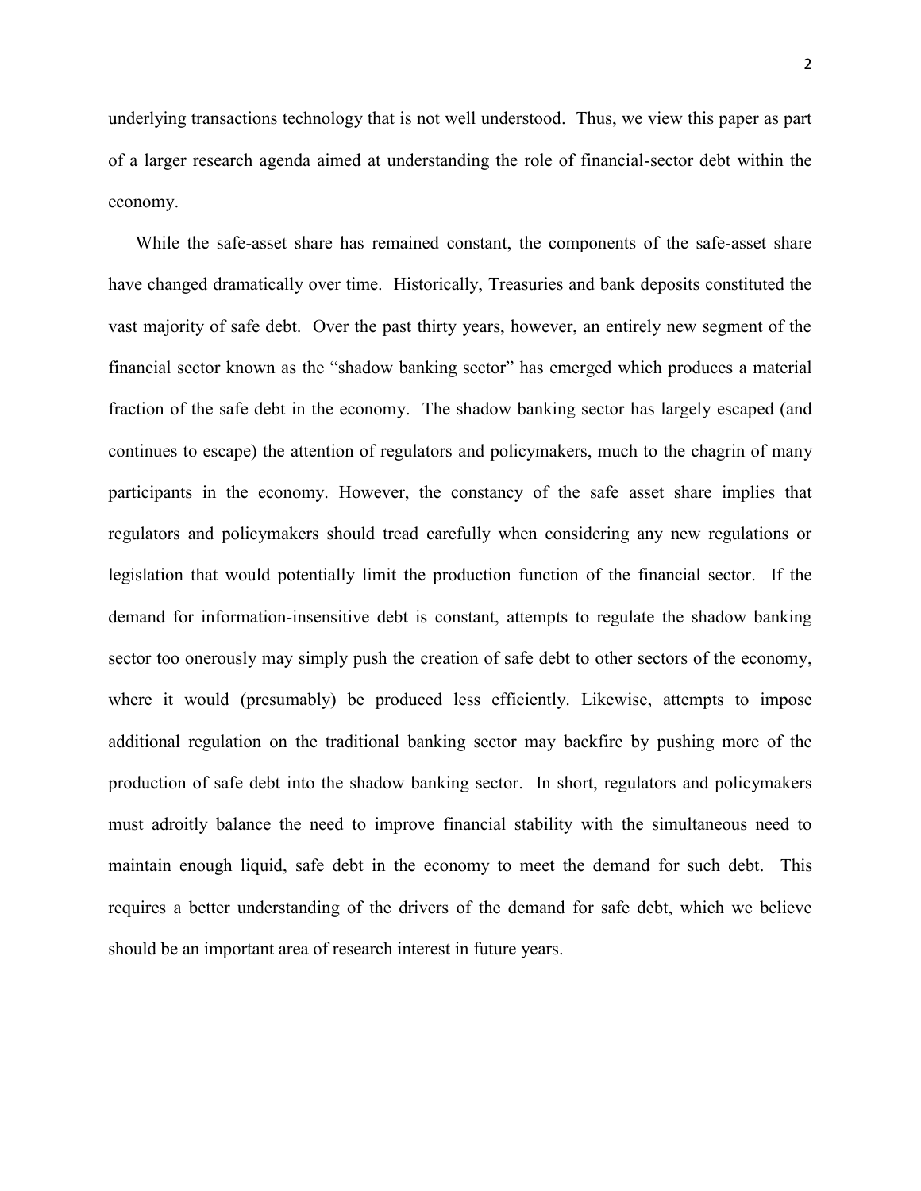underlying transactions technology that is not well understood. Thus, we view this paper as part of a larger research agenda aimed at understanding the role of financial-sector debt within the economy.

While the safe-asset share has remained constant, the components of the safe-asset share have changed dramatically over time. Historically, Treasuries and bank deposits constituted the vast majority of safe debt. Over the past thirty years, however, an entirely new segment of the financial sector known as the "shadow banking sector" has emerged which produces a material fraction of the safe debt in the economy. The shadow banking sector has largely escaped (and continues to escape) the attention of regulators and policymakers, much to the chagrin of many participants in the economy. However, the constancy of the safe asset share implies that regulators and policymakers should tread carefully when considering any new regulations or legislation that would potentially limit the production function of the financial sector. If the demand for information-insensitive debt is constant, attempts to regulate the shadow banking sector too onerously may simply push the creation of safe debt to other sectors of the economy, where it would (presumably) be produced less efficiently. Likewise, attempts to impose additional regulation on the traditional banking sector may backfire by pushing more of the production of safe debt into the shadow banking sector. In short, regulators and policymakers must adroitly balance the need to improve financial stability with the simultaneous need to maintain enough liquid, safe debt in the economy to meet the demand for such debt. This requires a better understanding of the drivers of the demand for safe debt, which we believe should be an important area of research interest in future years.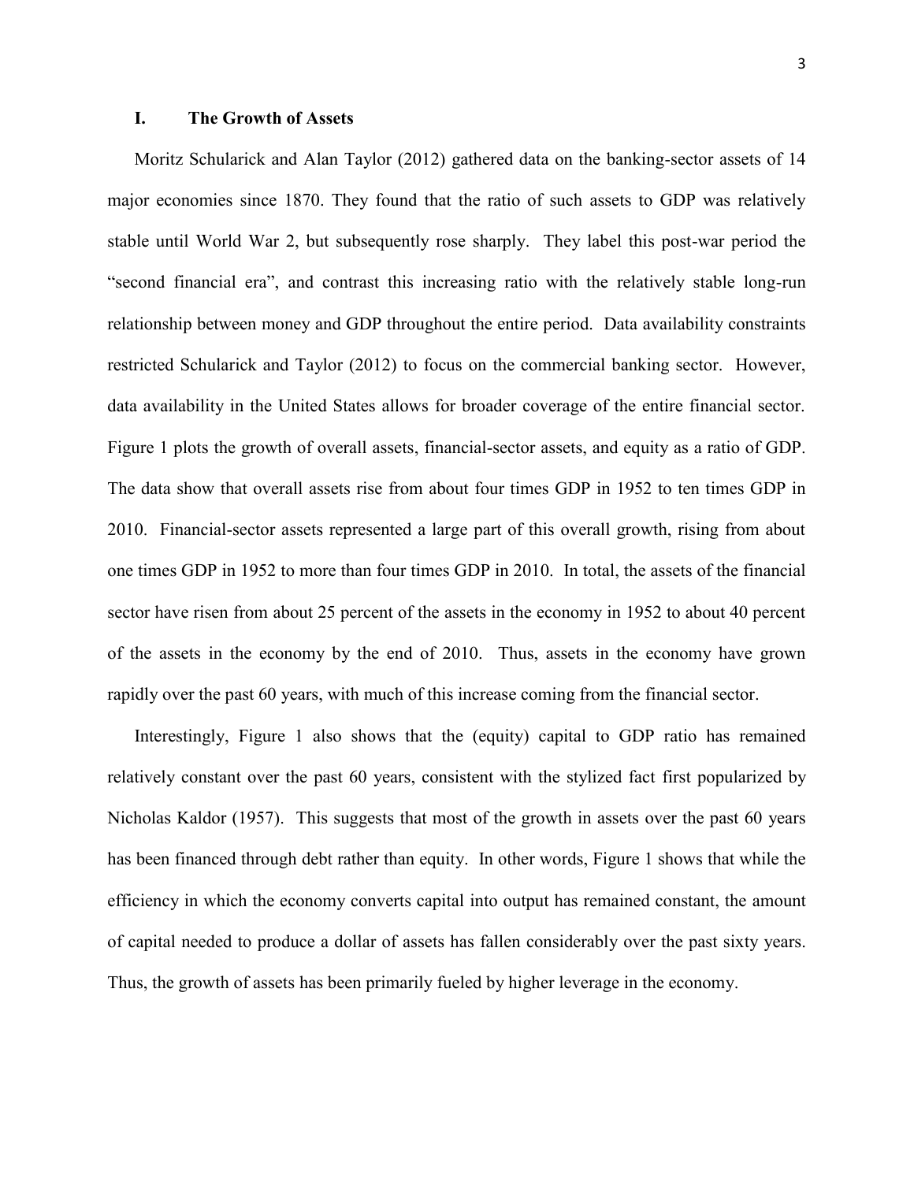## I. The Growth of Assets

Moritz Schularick and Alan Taylor (2012) gathered data on the banking-sector assets of 14 major economies since 1870. They found that the ratio of such assets to GDP was relatively stable until World War 2, but subsequently rose sharply. They label this post-war period the "second financial era", and contrast this increasing ratio with the relatively stable long-run relationship between money and GDP throughout the entire period. Data availability constraints restricted Schularick and Taylor (2012) to focus on the commercial banking sector. However, data availability in the United States allows for broader coverage of the entire financial sector. Figure 1 plots the growth of overall assets, financial-sector assets, and equity as a ratio of GDP. The data show that overall assets rise from about four times GDP in 1952 to ten times GDP in 2010. Financial-sector assets represented a large part of this overall growth, rising from about one times GDP in 1952 to more than four times GDP in 2010. In total, the assets of the financial sector have risen from about 25 percent of the assets in the economy in 1952 to about 40 percent of the assets in the economy by the end of 2010. Thus, assets in the economy have grown rapidly over the past 60 years, with much of this increase coming from the financial sector.

Interestingly, Figure 1 also shows that the (equity) capital to GDP ratio has remained relatively constant over the past 60 years, consistent with the stylized fact first popularized by Nicholas Kaldor (1957). This suggests that most of the growth in assets over the past 60 years has been financed through debt rather than equity. In other words, Figure 1 shows that while the efficiency in which the economy converts capital into output has remained constant, the amount of capital needed to produce a dollar of assets has fallen considerably over the past sixty years. Thus, the growth of assets has been primarily fueled by higher leverage in the economy.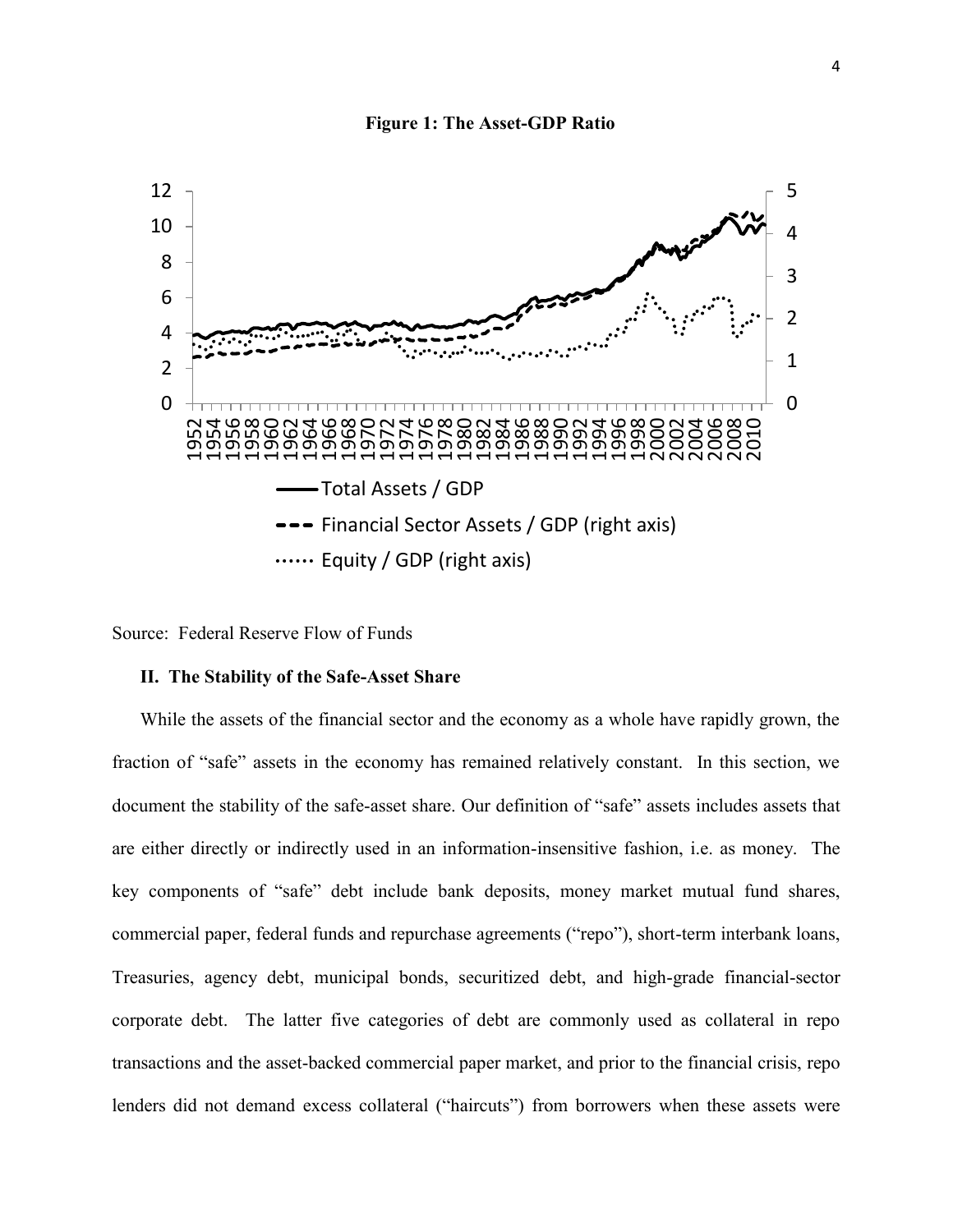**Figure 1: The Asset-GDP Ratio**

Source: Federal Reserve Flow of Funds

## II. The Stability of the Safe-Asset Share

While the assets of the financial sector and the economy as a whole have rapidly grown, the fraction of "safe" assets in the economy has remained relatively constant. In this section, we document the stability of the safe-asset share. Our definition of "safe" assets includes assets that are either directly or indirectly used in an information-insensitive fashion, i.e. as money. The key components of "safe" debt include bank deposits, money market mutual fund shares, commercial paper, federal funds and repurchase agreements ("repo"), short-term interbank loans, Treasuries, agency debt, municipal bonds, securitized debt, and high-grade financial-sector corporate debt. The latter five categories of debt are commonly used as collateral in repo transactions and the asset-backed commercial paper market, and prior to the financial crisis, repo lenders did not demand excess collateral ("haircuts") from borrowers when these assets were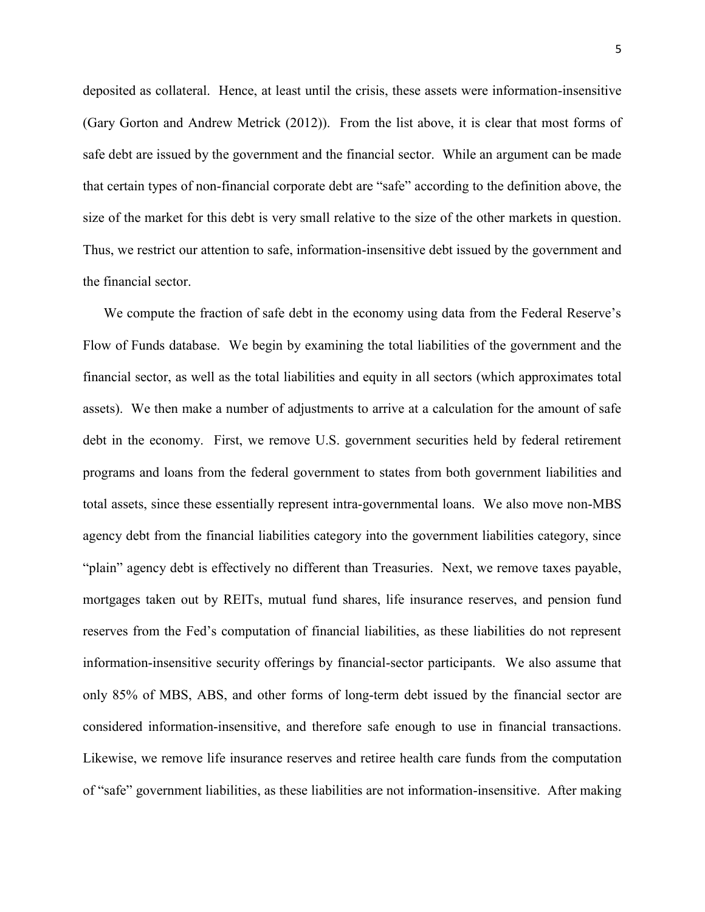deposited as collateral. Hence, at least until the crisis, these assets were information-insensitive (Gary Gorton and Andrew Metrick (2012)). From the list above, it is clear that most forms of safe debt are issued by the government and the financial sector. While an argument can be made that certain types of non-financial corporate debt are "safe" according to the definition above, the size of the market for this debt is very small relative to the size of the other markets in question. Thus, we restrict our attention to safe, information-insensitive debt issued by the government and the financial sector.

We compute the fraction of safe debt in the economy using data from the Federal Reserve's Flow of Funds database. We begin by examining the total liabilities of the government and the financial sector, as well as the total liabilities and equity in all sectors (which approximates total assets). We then make a number of adjustments to arrive at a calculation for the amount of safe debt in the economy. First, we remove U.S. government securities held by federal retirement programs and loans from the federal government to states from both government liabilities and total assets, since these essentially represent intra-governmental loans. We also move non-MBS agency debt from the financial liabilities category into the government liabilities category, since "plain" agency debt is effectively no different than Treasuries. Next, we remove taxes payable, mortgages taken out by REITs, mutual fund shares, life insurance reserves, and pension fund reserves from the Fed's computation of financial liabilities, as these liabilities do not represent information-insensitive security offerings by financial-sector participants. We also assume that only 85% of MBS, ABS, and other forms of long-term debt issued by the financial sector are considered information-insensitive, and therefore safe enough to use in financial transactions. Likewise, we remove life insurance reserves and retiree health care funds from the computation of "safe" government liabilities, as these liabilities are not information-insensitive. After making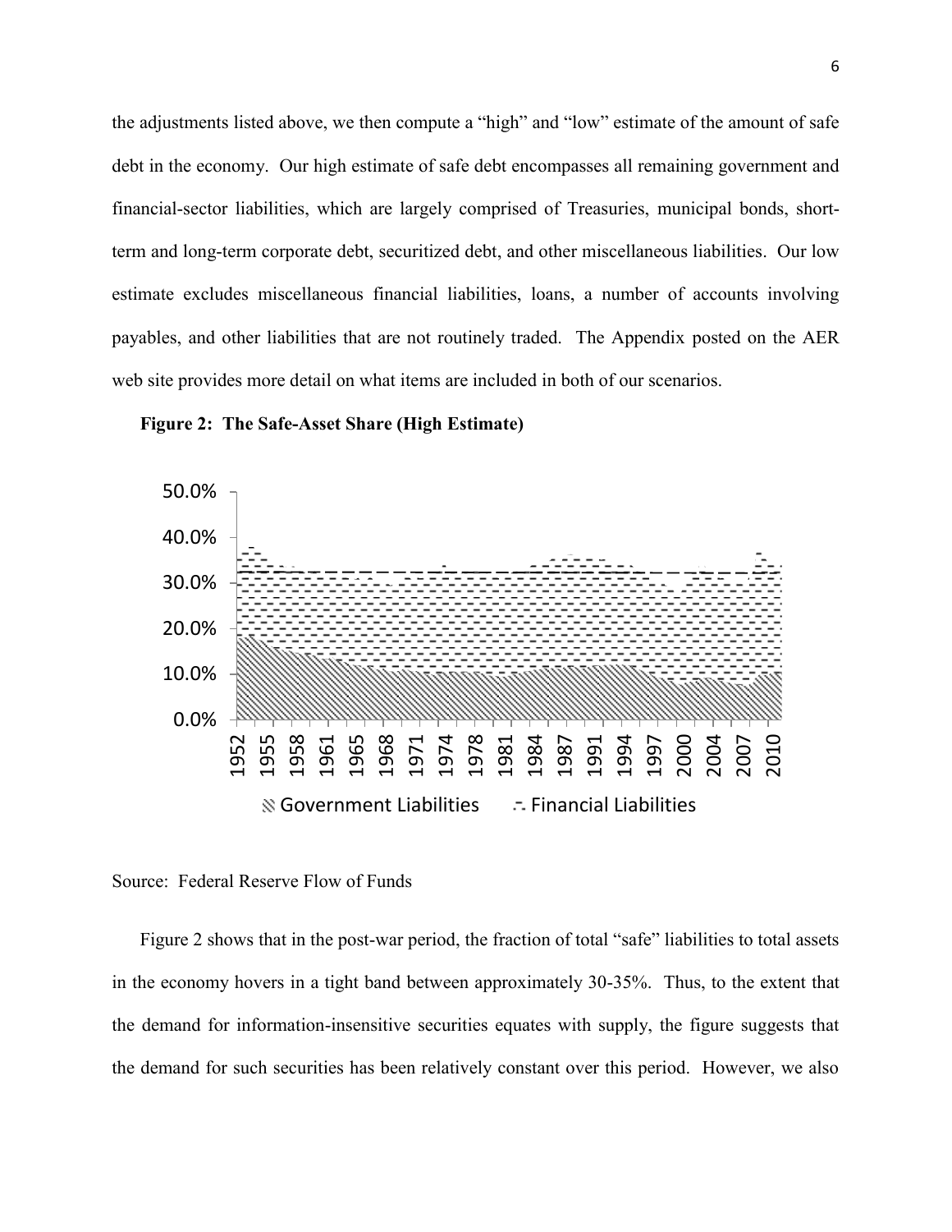the adjustments listed above, we then compute a "high" and "low" estimate of the amount of safe debt in the economy. Our high estimate of safe debt encompasses all remaining government and financial-sector liabilities, which are largely comprised of Treasuries, municipal bonds, short-term and long-term corporate debt, securitized debt, and other miscellaneous liabilities. Our low estimate excludes miscellaneous financial liabilities, loans, a number of accounts involving payables, and other liabilities that are not routinely traded. The Appendix posted on the AER web site provides more detail on what items are included in both of our scenarios.

**Figure 2: The Safe-Asset Share (High Estimate)**

Source: Federal Reserve Flow of Funds

Figure 2 shows that in the post-war period, the fraction of total "safe" liabilities to total assets in the economy hovers in a tight band between approximately 30-35%. Thus, to the extent that the demand for information-insensitive securities equates with supply, the figure suggests that the demand for such securities has been relatively constant over this period. However, we also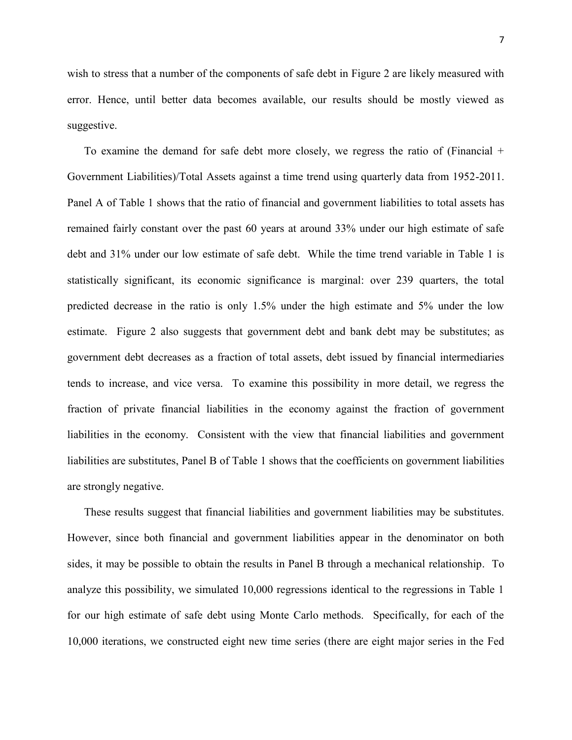wish to stress that a number of the components of safe debt in Figure 2 are likely measured with error. Hence, until better data becomes available, our results should be mostly viewed as suggestive.

To examine the demand for safe debt more closely, we regress the ratio of (Financial + Government Liabilities)/Total Assets against a time trend using quarterly data from 1952-2011. Panel A of Table 1 shows that the ratio of financial and government liabilities to total assets has remained fairly constant over the past 60 years at around 33% under our high estimate of safe debt and 31% under our low estimate of safe debt. While the time trend variable in Table 1 is statistically significant, its economic significance is marginal: over 239 quarters, the total predicted decrease in the ratio is only 1.5% under the high estimate and 5% under the low estimate. Figure 2 also suggests that government debt and bank debt may be substitutes; as government debt decreases as a fraction of total assets, debt issued by financial intermediaries tends to increase, and vice versa. To examine this possibility in more detail, we regress the fraction of private financial liabilities in the economy against the fraction of government liabilities in the economy. Consistent with the view that financial liabilities and government liabilities are substitutes, Panel B of Table 1 shows that the coefficients on government liabilities are strongly negative.

These results suggest that financial liabilities and government liabilities may be substitutes. However, since both financial and government liabilities appear in the denominator on both sides, it may be possible to obtain the results in Panel B through a mechanical relationship. To analyze this possibility, we simulated 10,000 regressions identical to the regressions in Table 1 for our high estimate of safe debt using Monte Carlo methods. Specifically, for each of the 10,000 iterations, we constructed eight new time series (there are eight major series in the Fed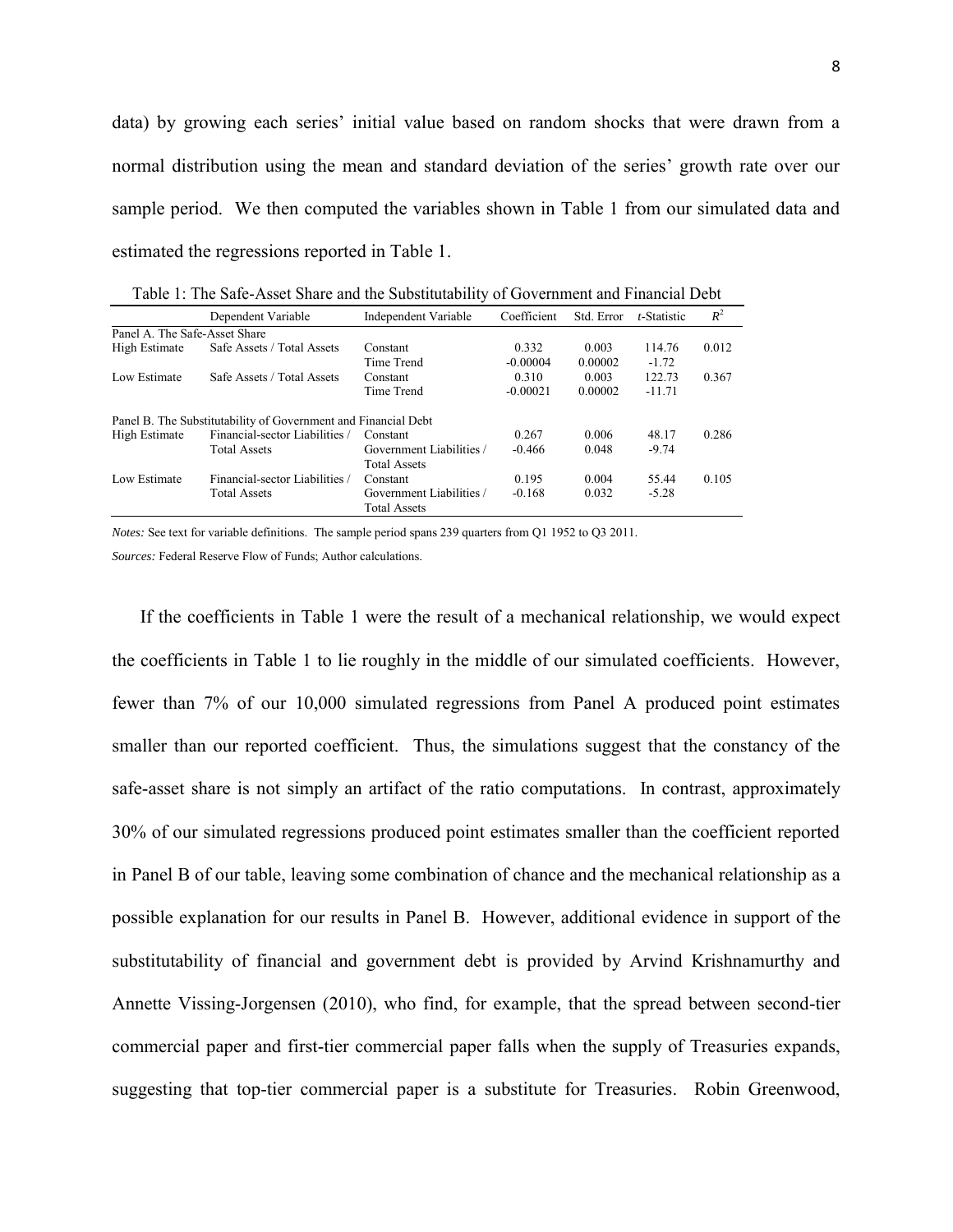data) by growing each series' initial value based on random shocks that were drawn from a normal distribution using the mean and standard deviation of the series' growth rate over our sample period. We then computed the variables shown in Table 1 from our simulated data and estimated the regressions reported in Table 1.

Table 1: The Safe-Asset Share and the Substitutability of Government and Financial Debt

| | Dependent Variable | Independent Variable | Coefficient | Std. Error | *t*-Statistic | $R^2$ |
|---|---|---|---|---|---|---|
| Panel A. The Safe-Asset Share | | | | | | |
| High Estimate | Safe Assets / Total Assets | Constant | 0.332 | 0.003 | 114.76 | 0.012 |
| | | Time Trend | -0.00004 | 0.00002 | -1.72 | |
| Low Estimate | Safe Assets / Total Assets | Constant | 0.310 | 0.003 | 122.73 | 0.367 |
| | | Time Trend | -0.00021 | 0.00002 | -11.71 | |
| Panel B. The Substitutability of Government and Financial Debt | | | | | | |
| High Estimate | Financial-sector Liabilities / Total Assets | Constant | 0.267 | 0.006 | 48.17 | 0.286 |
| | | Government Liabilities / Total Assets | -0.466 | 0.048 | -9.74 | |
| Low Estimate | Financial-sector Liabilities / Total Assets | Constant | 0.195 | 0.004 | 55.44 | 0.105 |
| | | Government Liabilities / Total Assets | -0.168 | 0.032 | -5.28 | |

*Notes:* See text for variable definitions. The sample period spans 239 quarters from Q1 1952 to Q3 2011.

*Sources:* Federal Reserve Flow of Funds; Author calculations.

If the coefficients in Table 1 were the result of a mechanical relationship, we would expect the coefficients in Table 1 to lie roughly in the middle of our simulated coefficients. However, fewer than 7% of our 10,000 simulated regressions from Panel A produced point estimates smaller than our reported coefficient. Thus, the simulations suggest that the constancy of the safe-asset share is not simply an artifact of the ratio computations. In contrast, approximately 30% of our simulated regressions produced point estimates smaller than the coefficient reported in Panel B of our table, leaving some combination of chance and the mechanical relationship as a possible explanation for our results in Panel B. However, additional evidence in support of the substitutability of financial and government debt is provided by Arvind Krishnamurthy and Annette Vissing-Jorgensen (2010), who find, for example, that the spread between second-tier commercial paper and first-tier commercial paper falls when the supply of Treasuries expands, suggesting that top-tier commercial paper is a substitute for Treasuries. Robin Greenwood,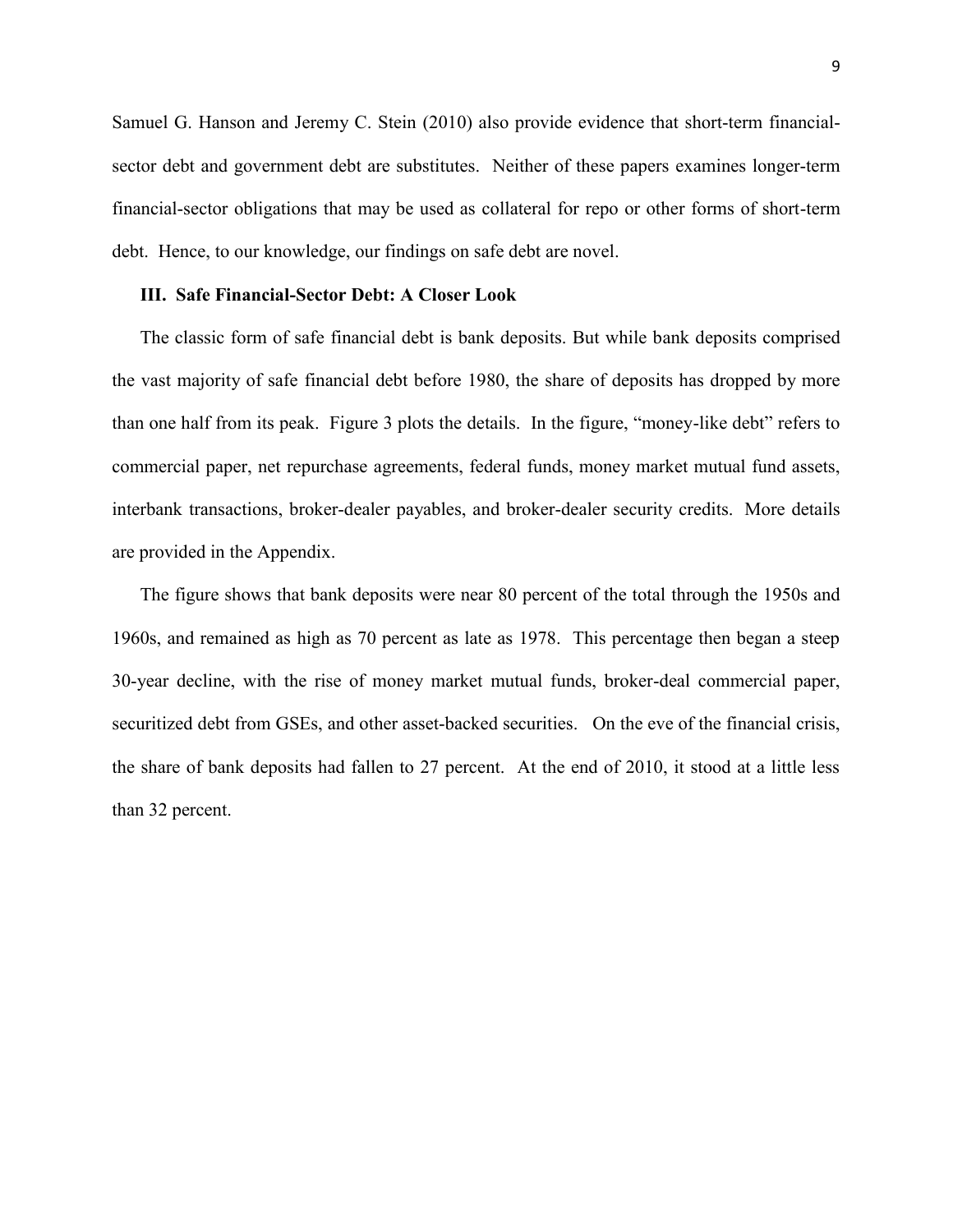Samuel G. Hanson and Jeremy C. Stein (2010) also provide evidence that short-term financial-sector debt and government debt are substitutes. Neither of these papers examines longer-term financial-sector obligations that may be used as collateral for repo or other forms of short-term debt. Hence, to our knowledge, our findings on safe debt are novel.

### III. Safe Financial-Sector Debt: A Closer Look

The classic form of safe financial debt is bank deposits. But while bank deposits comprised the vast majority of safe financial debt before 1980, the share of deposits has dropped by more than one half from its peak. Figure 3 plots the details. In the figure, "money-like debt" refers to commercial paper, net repurchase agreements, federal funds, money market mutual fund assets, interbank transactions, broker-dealer payables, and broker-dealer security credits. More details are provided in the Appendix.

The figure shows that bank deposits were near 80 percent of the total through the 1950s and 1960s, and remained as high as 70 percent as late as 1978. This percentage then began a steep 30-year decline, with the rise of money market mutual funds, broker-deal commercial paper, securitized debt from GSEs, and other asset-backed securities. On the eve of the financial crisis, the share of bank deposits had fallen to 27 percent. At the end of 2010, it stood at a little less than 32 percent.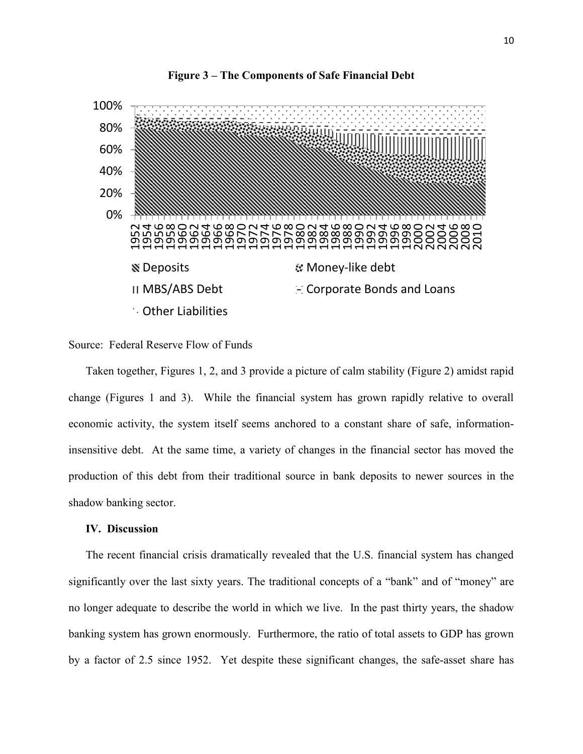**Figure 3 – The Components of Safe Financial Debt**

Source: Federal Reserve Flow of Funds

Taken together, Figures 1, 2, and 3 provide a picture of calm stability (Figure 2) amidst rapid change (Figures 1 and 3). While the financial system has grown rapidly relative to overall economic activity, the system itself seems anchored to a constant share of safe, information-insensitive debt. At the same time, a variety of changes in the financial sector has moved the production of this debt from their traditional source in bank deposits to newer sources in the shadow banking sector.

## IV. Discussion

The recent financial crisis dramatically revealed that the U.S. financial system has changed significantly over the last sixty years. The traditional concepts of a "bank" and of "money" are no longer adequate to describe the world in which we live. In the past thirty years, the shadow banking system has grown enormously. Furthermore, the ratio of total assets to GDP has grown by a factor of 2.5 since 1952. Yet despite these significant changes, the safe-asset share has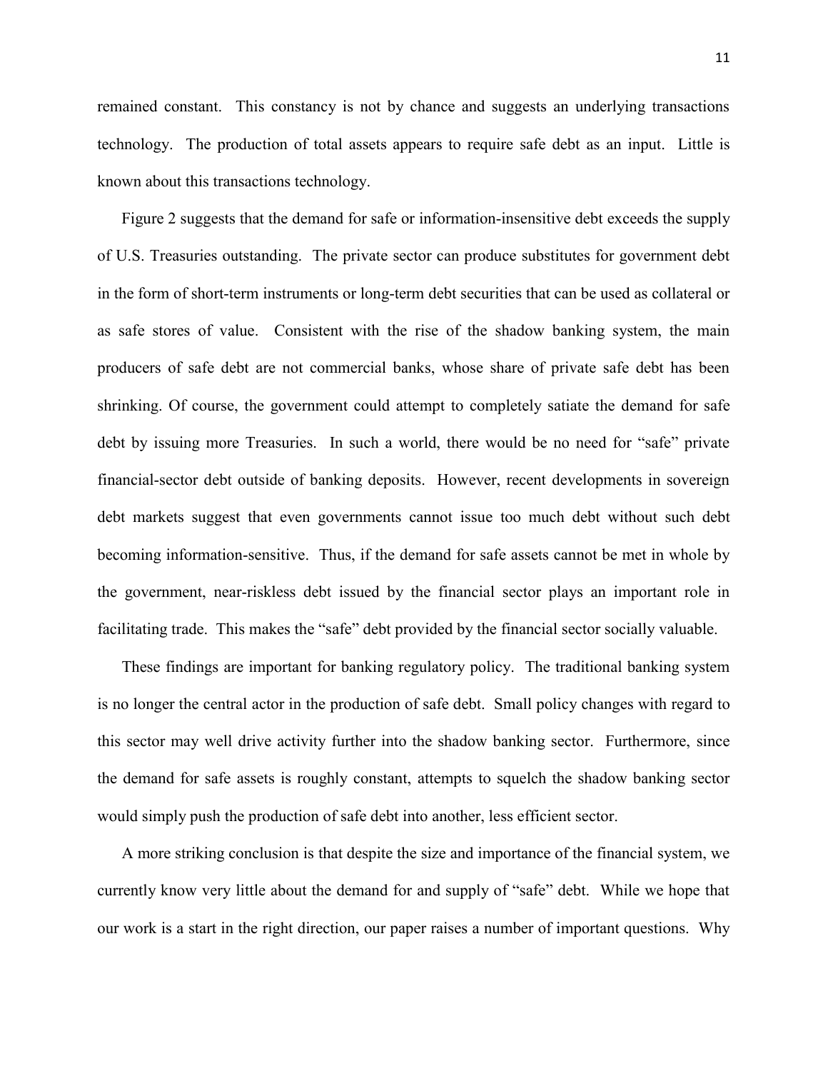remained constant. This constancy is not by chance and suggests an underlying transactions technology. The production of total assets appears to require safe debt as an input. Little is known about this transactions technology.

Figure 2 suggests that the demand for safe or information-insensitive debt exceeds the supply of U.S. Treasuries outstanding. The private sector can produce substitutes for government debt in the form of short-term instruments or long-term debt securities that can be used as collateral or as safe stores of value. Consistent with the rise of the shadow banking system, the main producers of safe debt are not commercial banks, whose share of private safe debt has been shrinking. Of course, the government could attempt to completely satiate the demand for safe debt by issuing more Treasuries. In such a world, there would be no need for "safe" private financial-sector debt outside of banking deposits. However, recent developments in sovereign debt markets suggest that even governments cannot issue too much debt without such debt becoming information-sensitive. Thus, if the demand for safe assets cannot be met in whole by the government, near-riskless debt issued by the financial sector plays an important role in facilitating trade. This makes the "safe" debt provided by the financial sector socially valuable.

These findings are important for banking regulatory policy. The traditional banking system is no longer the central actor in the production of safe debt. Small policy changes with regard to this sector may well drive activity further into the shadow banking sector. Furthermore, since the demand for safe assets is roughly constant, attempts to squelch the shadow banking sector would simply push the production of safe debt into another, less efficient sector.

A more striking conclusion is that despite the size and importance of the financial system, we currently know very little about the demand for and supply of "safe" debt. While we hope that our work is a start in the right direction, our paper raises a number of important questions. Why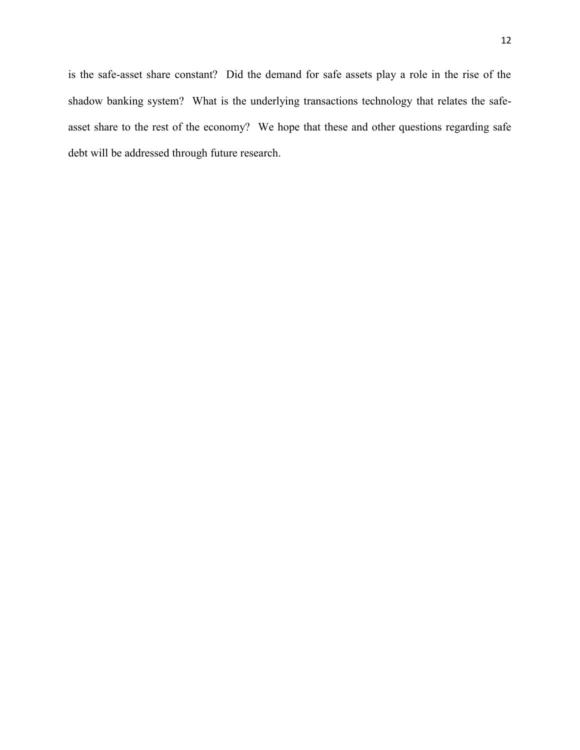is the safe-asset share constant? Did the demand for safe assets play a role in the rise of the shadow banking system? What is the underlying transactions technology that relates the safe-asset share to the rest of the economy? We hope that these and other questions regarding safe debt will be addressed through future research.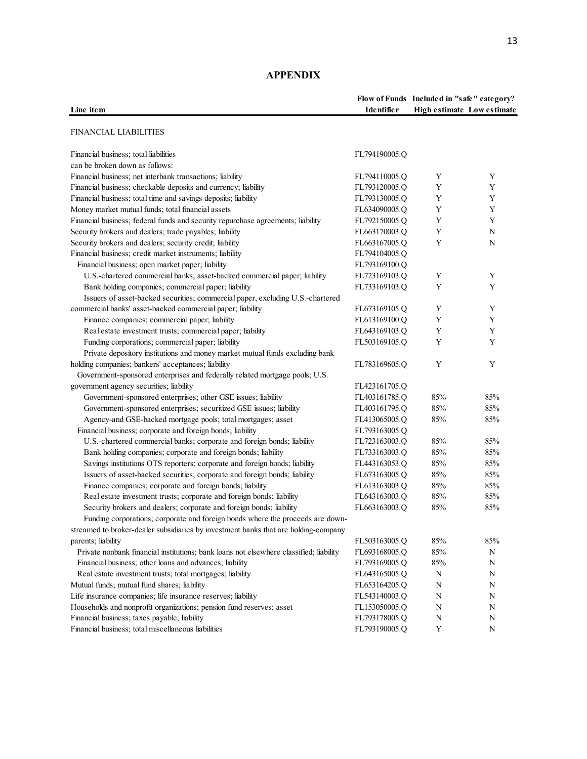## APPENDIX

| Line item | Flow of Funds Identifier | Included in "safe" category? High estimate | Low estimate |
|---|---|---|---|
| FINANCIAL LIABILITIES | | | |
| Financial business; total liabilities | FL794190005.Q | | |
| can be broken down as follows: | | | |
| Financial business; net interbank transactions; liability | FL794110005.Q | Y | Y |
| Financial business; checkable deposits and currency; liability | FL793120005.Q | Y | Y |
| Financial business; total time and savings deposits; liability | FL793130005.Q | Y | Y |
| Money market mutual funds; total financial assets | FL634090005.Q | Y | Y |
| Financial business; federal funds and security repurchase agreements; liability | FL792150005.Q | Y | Y |
| Security brokers and dealers; trade payables; liability | FL663170003.Q | Y | N |
| Security brokers and dealers; security credit; liability | FL663167005.Q | Y | N |
| Financial business; credit market instruments; liability | FL794104005.Q | | |
| Financial business; open market paper; liability | FL793169100.Q | | |
| U.S.-chartered commercial banks; asset-backed commercial paper; liability | FL723169103.Q | Y | Y |
| Bank holding companies; commercial paper; liability | FL733169103.Q | Y | Y |
| Issuers of asset-backed securities; commercial paper, excluding U.S.-chartered commercial banks' asset-backed commercial paper; liability | FL673169105.Q | Y | Y |
| Finance companies; commercial paper; liability | FL613169100.Q | Y | Y |
| Real estate investment trusts; commercial paper; liability | FL643169103.Q | Y | Y |
| Funding corporations; commercial paper; liability | FL503169105.Q | Y | Y |
| Private depository institutions and money market mutual funds excluding bank holding companies; bankers' acceptances; liability | FL783169605.Q | Y | Y |
| Government-sponsored enterprises and federally related mortgage pools; U.S. government agency securities; liability | FL423161705.Q | | |
| Government-sponsored enterprises; other GSE issues; liability | FL403161785.Q | 85% | 85% |
| Government-sponsored enterprises; securitized GSE issues; liability | FL403161795.Q | 85% | 85% |
| Agency-and GSE-backed mortgage pools; total mortgages; asset | FL413065005.Q | 85% | 85% |
| Financial business; corporate and foreign bonds; liability | FL793163005.Q | | |
| U.S.-chartered commercial banks; corporate and foreign bonds; liability | FL723163003.Q | 85% | 85% |
| Bank holding companies; corporate and foreign bonds; liability | FL733163003.Q | 85% | 85% |
| Savings institutions OTS reporters; corporate and foreign bonds; liability | FL443163053.Q | 85% | 85% |
| Issuers of asset-backed securities; corporate and foreign bonds; liability | FL673163005.Q | 85% | 85% |
| Finance companies; corporate and foreign bonds; liability | FL613163003.Q | 85% | 85% |
| Real estate investment trusts; corporate and foreign bonds; liability | FL643163003.Q | 85% | 85% |
| Security brokers and dealers; corporate and foreign bonds; liability | FL663163003.Q | 85% | 85% |
| Funding corporations; corporate and foreign bonds where the proceeds are down-streamed to broker-dealer subsidiaries by investment banks that are holding-company parents; liability | FL503163005.Q | 85% | 85% |
| Private nonbank financial institutions; bank loans not elsewhere classified; liability | FL693168005.Q | 85% | N |
| Financial business; other loans and advances; liability | FL793169005.Q | 85% | N |
| Real estate investment trusts; total mortgages; liability | FL643165005.Q | N | N |
| Mutual funds; mutual fund shares; liability | FL653164205.Q | N | N |
| Life insurance companies; life insurance reserves; liability | FL543140003.Q | N | N |
| Households and nonprofit organizations; pension fund reserves; asset | FL153050005.Q | N | N |
| Financial business; taxes payable; liability | FL793178005.Q | N | N |
| Financial business; total miscellaneous liabilities | FL793190005.Q | Y | N |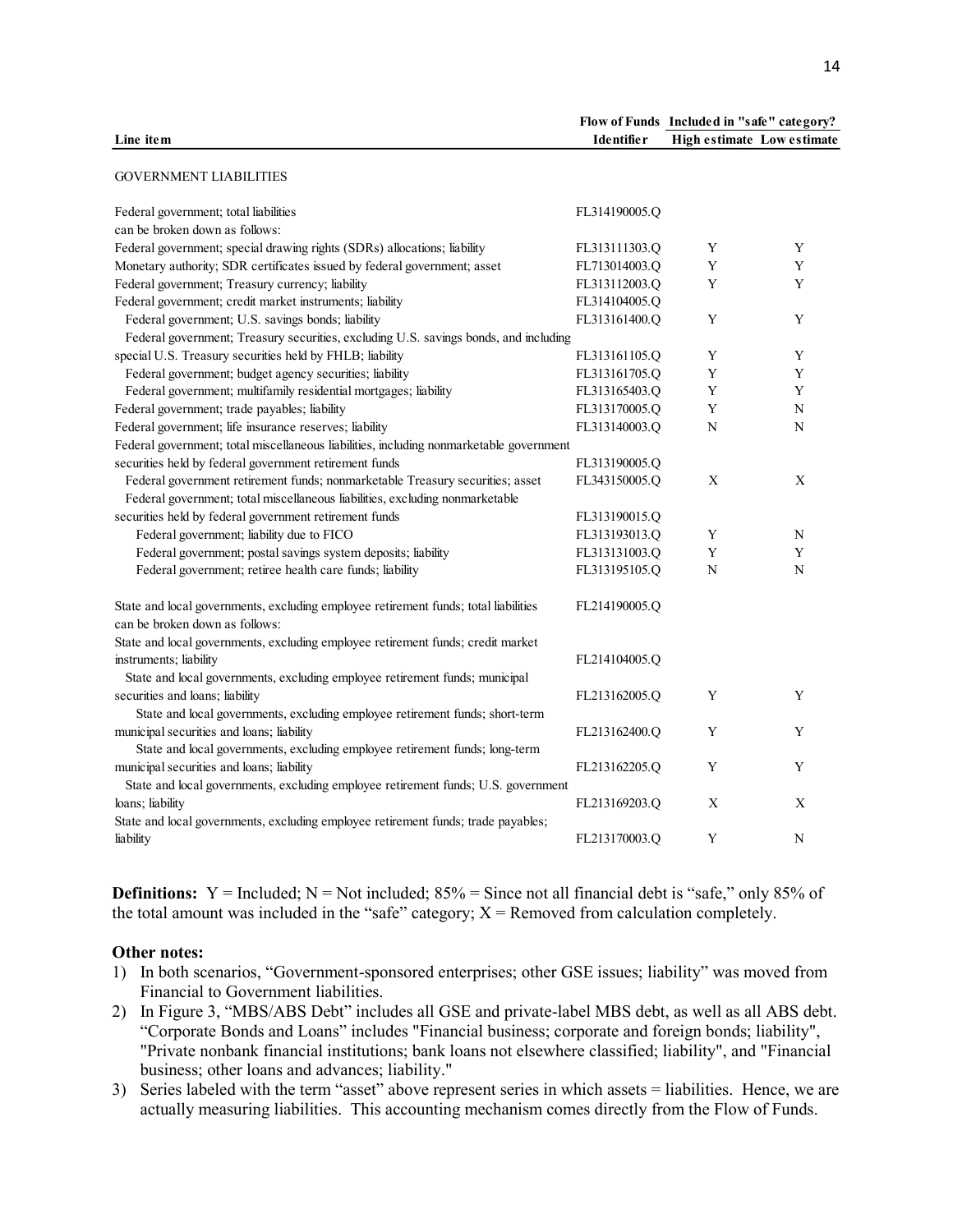| Line item | Flow of Funds Identifier | Included in "safe" category? High estimate | Low estimate |
|---|---|---|---|
| GOVERNMENT LIABILITIES | | | |
| Federal government; total liabilities can be broken down as follows: | FL314190005.Q | | |
| Federal government; special drawing rights (SDRs) allocations; liability | FL313111303.Q | Y | Y |
| Monetary authority; SDR certificates issued by federal government; asset | FL713014003.Q | Y | Y |
| Federal government; Treasury currency; liability | FL313112003.Q | Y | Y |
| Federal government; credit market instruments; liability | FL314104005.Q | | |
| Federal government; U.S. savings bonds; liability | FL313161400.Q | Y | Y |
| Federal government; Treasury securities, excluding U.S. savings bonds, and including special U.S. Treasury securities held by FHLB; liability | FL313161105.Q | Y | Y |
| Federal government; budget agency securities; liability | FL313161705.Q | Y | Y |
| Federal government; multifamily residential mortgages; liability | FL313165403.Q | Y | Y |
| Federal government; trade payables; liability | FL313170005.Q | Y | N |
| Federal government; life insurance reserves; liability | FL313140003.Q | N | N |
| Federal government; total miscellaneous liabilities, including nonmarketable government securities held by federal government retirement funds | FL313190005.Q | | |
| Federal government retirement funds; nonmarketable Treasury securities; asset | FL343150005.Q | X | X |
| Federal government; total miscellaneous liabilities, excluding nonmarketable securities held by federal government retirement funds | FL313190015.Q | | |
| Federal government; liability due to FICO | FL313193013.Q | Y | N |
| Federal government; postal savings system deposits; liability | FL313131003.Q | Y | Y |
| Federal government; retiree health care funds; liability | FL313195105.Q | N | N |
| State and local governments, excluding employee retirement funds; total liabilities can be broken down as follows: | FL214190005.Q | | |
| State and local governments, excluding employee retirement funds; credit market instruments; liability | FL214104005.Q | | |
| State and local governments, excluding employee retirement funds; municipal securities and loans; liability | FL213162005.Q | Y | Y |
| State and local governments, excluding employee retirement funds; short-term municipal securities and loans; liability | FL213162400.Q | Y | Y |
| State and local governments, excluding employee retirement funds; long-term municipal securities and loans; liability | FL213162205.Q | Y | Y |
| State and local governments, excluding employee retirement funds; U.S. government loans; liability | FL213169203.Q | X | X |
| State and local governments, excluding employee retirement funds; trade payables; liability | FL213170003.Q | Y | N |

**Definitions:** Y = Included; N = Not included; 85% = Since not all financial debt is "safe," only 85% of the total amount was included in the "safe" category; X = Removed from calculation completely.

**Other notes:**

1) In both scenarios, "Government-sponsored enterprises; other GSE issues; liability" was moved from Financial to Government liabilities.
2) In Figure 3, "MBS/ABS Debt" includes all GSE and private-label MBS debt, as well as all ABS debt. "Corporate Bonds and Loans" includes "Financial business; corporate and foreign bonds; liability", "Private nonbank financial institutions; bank loans not elsewhere classified; liability", and "Financial business; other loans and advances; liability."
3) Series labeled with the term "asset" above represent series in which assets = liabilities. Hence, we are actually measuring liabilities. This accounting mechanism comes directly from the Flow of Funds.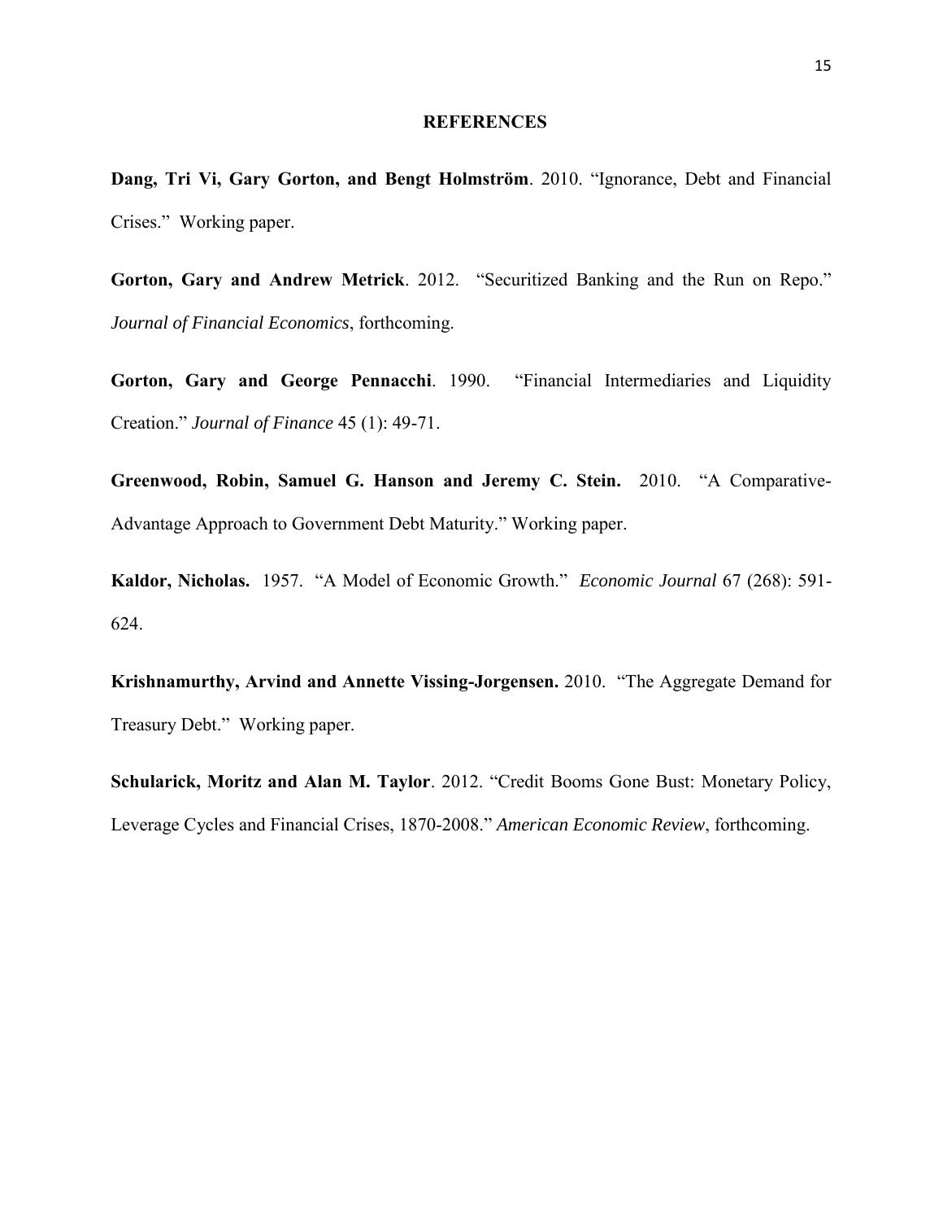## REFERENCES

**Dang, Tri Vi, Gary Gorton, and Bengt Holmström**. 2010. "Ignorance, Debt and Financial Crises." Working paper.

**Gorton, Gary and Andrew Metrick**. 2012. "Securitized Banking and the Run on Repo." *Journal of Financial Economics*, forthcoming.

**Gorton, Gary and George Pennacchi**. 1990. "Financial Intermediaries and Liquidity Creation." *Journal of Finance* 45 (1): 49-71.

**Greenwood, Robin, Samuel G. Hanson and Jeremy C. Stein.** 2010. "A Comparative-Advantage Approach to Government Debt Maturity." Working paper.

**Kaldor, Nicholas.** 1957. "A Model of Economic Growth." *Economic Journal* 67 (268): 591-624.

**Krishnamurthy, Arvind and Annette Vissing-Jorgensen.** 2010. "The Aggregate Demand for Treasury Debt." Working paper.

**Schularick, Moritz and Alan M. Taylor**. 2012. "Credit Booms Gone Bust: Monetary Policy, Leverage Cycles and Financial Crises, 1870-2008." *American Economic Review*, forthcoming.